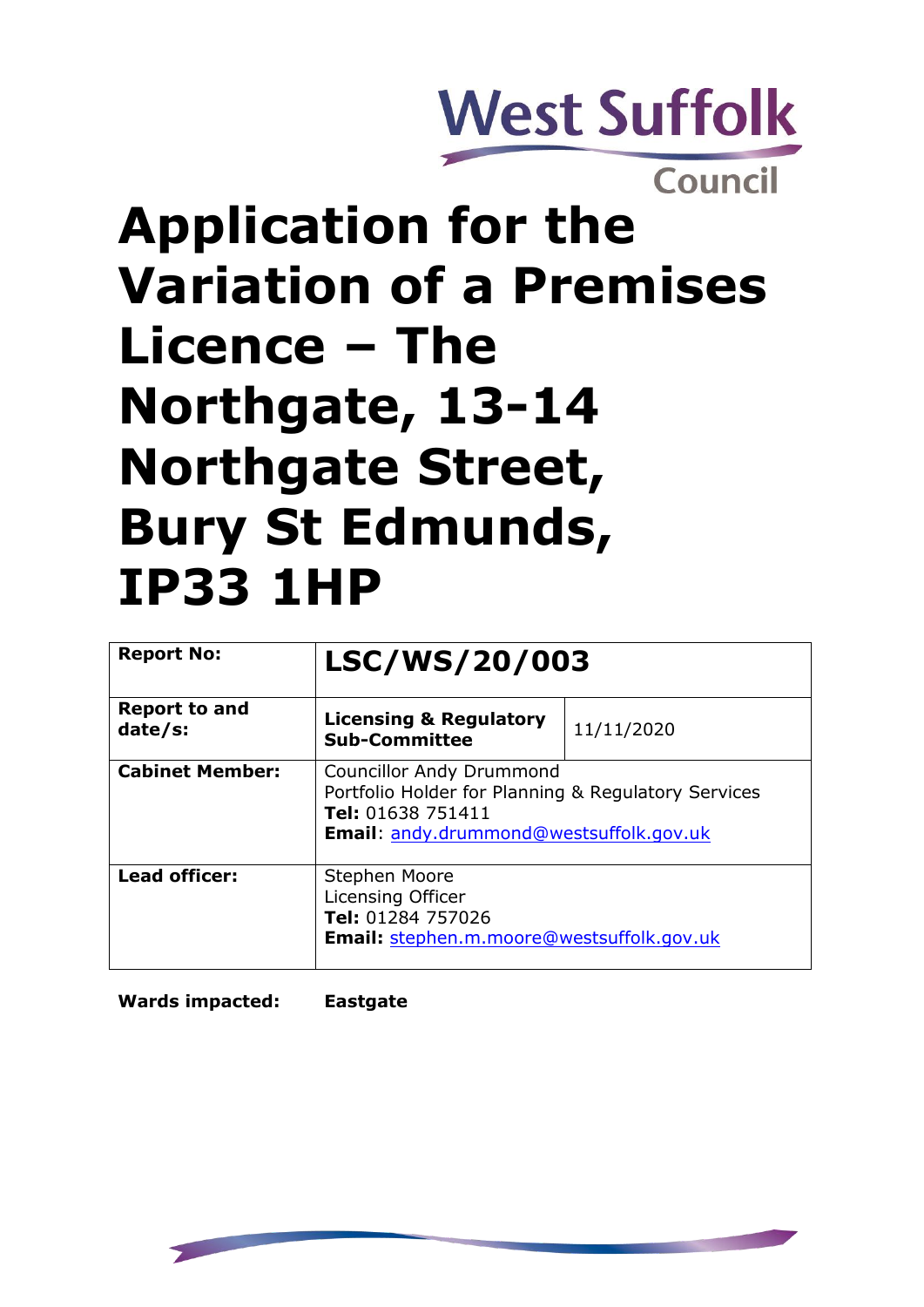West Suffolk Council

# Application for the Variation of a Premises Licence – The Northgate, 13-14 Northgate Street, Bury St Edmunds, IP33 1HP

| **Report No:** | **LSC/WS/20/003** | |
|---|---|---|
| **Report to and date/s:** | **Licensing & Regulatory Sub-Committee** | 11/11/2020 |
| **Cabinet Member:** | Councillor Andy Drummond<br>Portfolio Holder for Planning & Regulatory Services<br>**Tel:** 01638 751411<br>**Email**: andy.drummond@westsuffolk.gov.uk | |
| **Lead officer:** | Stephen Moore<br>Licensing Officer<br>**Tel:** 01284 757026<br>**Email:** stephen.m.moore@westsuffolk.gov.uk | |

**Wards impacted:** **Eastgate**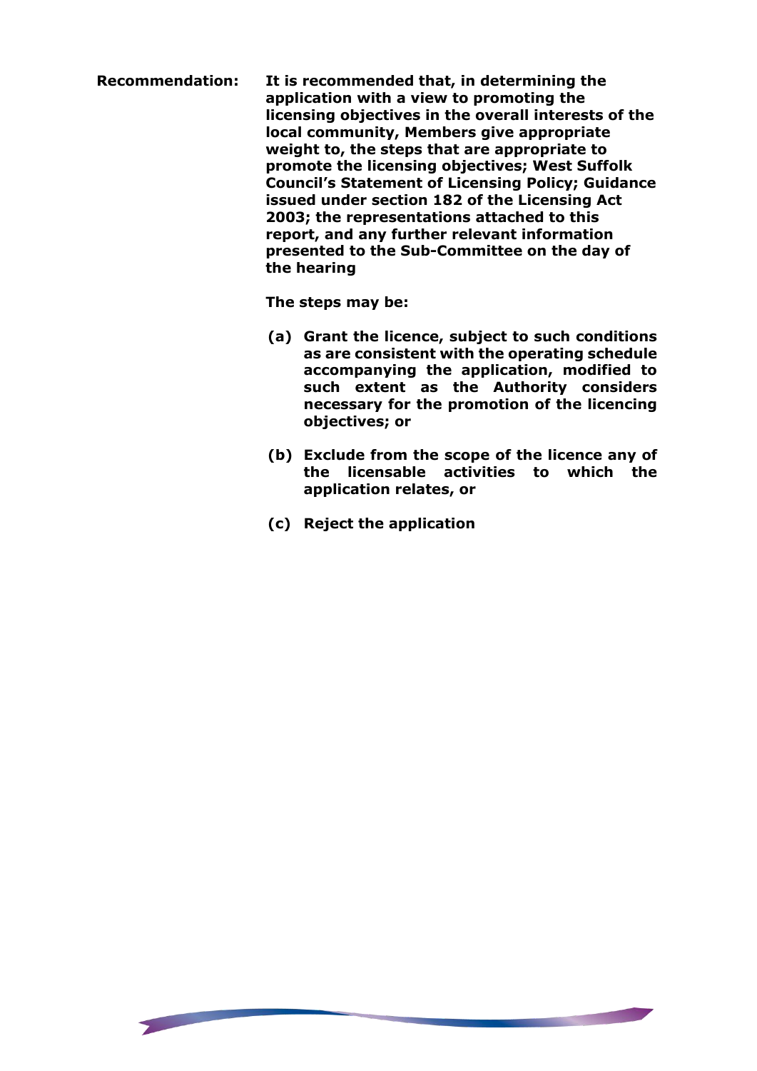**Recommendation:** **It is recommended that, in determining the application with a view to promoting the licensing objectives in the overall interests of the local community, Members give appropriate weight to, the steps that are appropriate to promote the licensing objectives; West Suffolk Council's Statement of Licensing Policy; Guidance issued under section 182 of the Licensing Act 2003; the representations attached to this report, and any further relevant information presented to the Sub-Committee on the day of the hearing**

**The steps may be:**

**(a) Grant the licence, subject to such conditions as are consistent with the operating schedule accompanying the application, modified to such extent as the Authority considers necessary for the promotion of the licencing objectives; or**

**(b) Exclude from the scope of the licence any of the licensable activities to which the application relates, or**

**(c) Reject the application**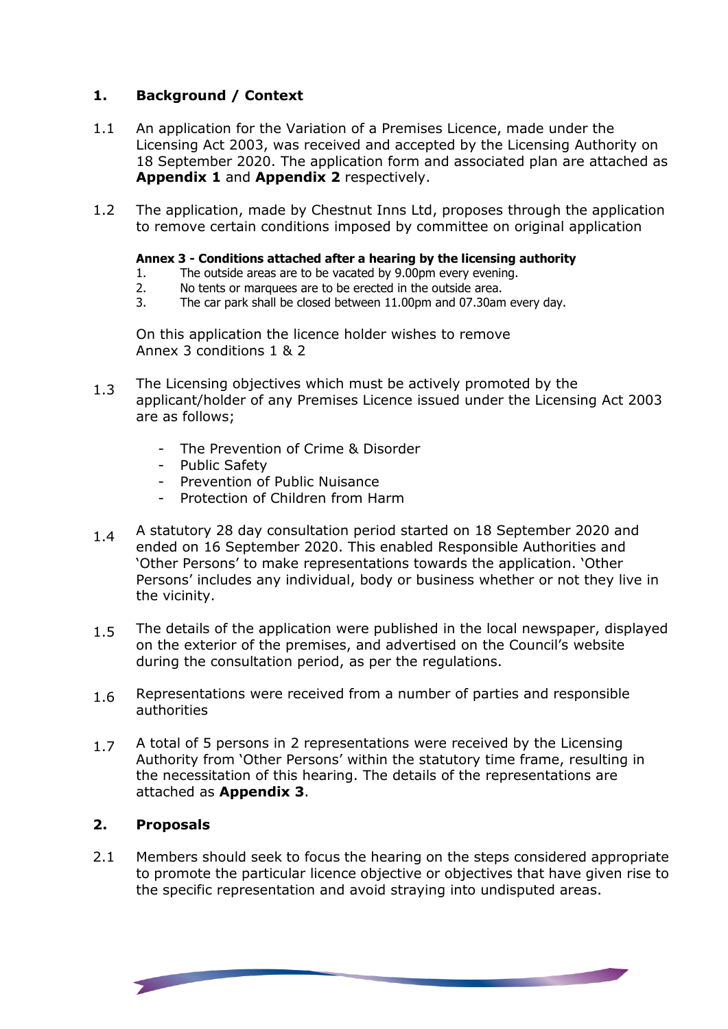## 1. Background / Context

1.1 An application for the Variation of a Premises Licence, made under the Licensing Act 2003, was received and accepted by the Licensing Authority on 18 September 2020. The application form and associated plan are attached as **Appendix 1** and **Appendix 2** respectively.

1.2 The application, made by Chestnut Inns Ltd, proposes through the application to remove certain conditions imposed by committee on original application

**Annex 3 - Conditions attached after a hearing by the licensing authority**

1. The outside areas are to be vacated by 9.00pm every evening.
2. No tents or marquees are to be erected in the outside area.
3. The car park shall be closed between 11.00pm and 07.30am every day.

On this application the licence holder wishes to remove Annex 3 conditions 1 & 2

1.3 The Licensing objectives which must be actively promoted by the applicant/holder of any Premises Licence issued under the Licensing Act 2003 are as follows;

- The Prevention of Crime & Disorder
- Public Safety
- Prevention of Public Nuisance
- Protection of Children from Harm

1.4 A statutory 28 day consultation period started on 18 September 2020 and ended on 16 September 2020. This enabled Responsible Authorities and 'Other Persons' to make representations towards the application. 'Other Persons' includes any individual, body or business whether or not they live in the vicinity.

1.5 The details of the application were published in the local newspaper, displayed on the exterior of the premises, and advertised on the Council's website during the consultation period, as per the regulations.

1.6 Representations were received from a number of parties and responsible authorities

1.7 A total of 5 persons in 2 representations were received by the Licensing Authority from 'Other Persons' within the statutory time frame, resulting in the necessitation of this hearing. The details of the representations are attached as **Appendix 3**.

## 2. Proposals

2.1 Members should seek to focus the hearing on the steps considered appropriate to promote the particular licence objective or objectives that have given rise to the specific representation and avoid straying into undisputed areas.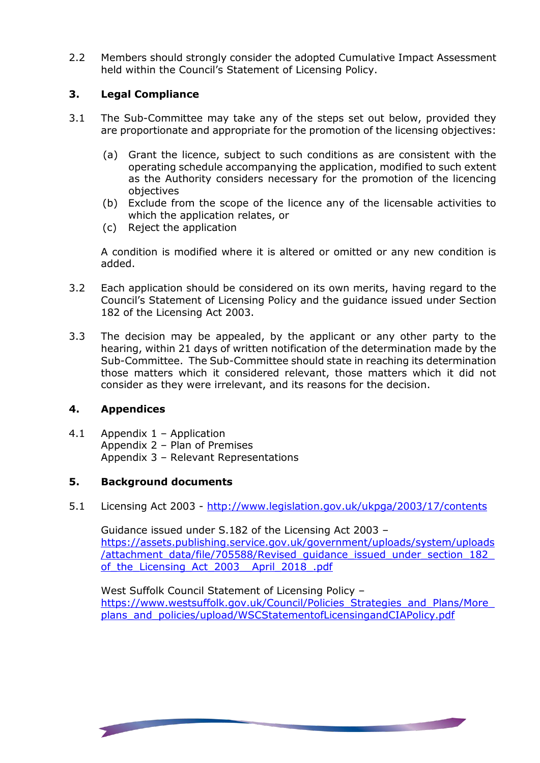2.2 Members should strongly consider the adopted Cumulative Impact Assessment held within the Council's Statement of Licensing Policy.

## 3. Legal Compliance

3.1 The Sub-Committee may take any of the steps set out below, provided they are proportionate and appropriate for the promotion of the licensing objectives:

(a) Grant the licence, subject to such conditions as are consistent with the operating schedule accompanying the application, modified to such extent as the Authority considers necessary for the promotion of the licencing objectives
(b) Exclude from the scope of the licence any of the licensable activities to which the application relates, or
(c) Reject the application

A condition is modified where it is altered or omitted or any new condition is added.

3.2 Each application should be considered on its own merits, having regard to the Council's Statement of Licensing Policy and the guidance issued under Section 182 of the Licensing Act 2003.

3.3 The decision may be appealed, by the applicant or any other party to the hearing, within 21 days of written notification of the determination made by the Sub-Committee. The Sub-Committee should state in reaching its determination those matters which it considered relevant, those matters which it did not consider as they were irrelevant, and its reasons for the decision.

## 4. Appendices

4.1 Appendix 1 – Application
Appendix 2 – Plan of Premises
Appendix 3 – Relevant Representations

## 5. Background documents

5.1 Licensing Act 2003 - http://www.legislation.gov.uk/ukpga/2003/17/contents

Guidance issued under S.182 of the Licensing Act 2003 – https://assets.publishing.service.gov.uk/government/uploads/system/uploads/attachment_data/file/705588/Revised_guidance_issued_under_section_182_of_the_Licensing_Act_2003__April_2018_.pdf

West Suffolk Council Statement of Licensing Policy – https://www.westsuffolk.gov.uk/Council/Policies_Strategies_and_Plans/More_plans_and_policies/upload/WSCStatementofLicensingandCIAPolicy.pdf